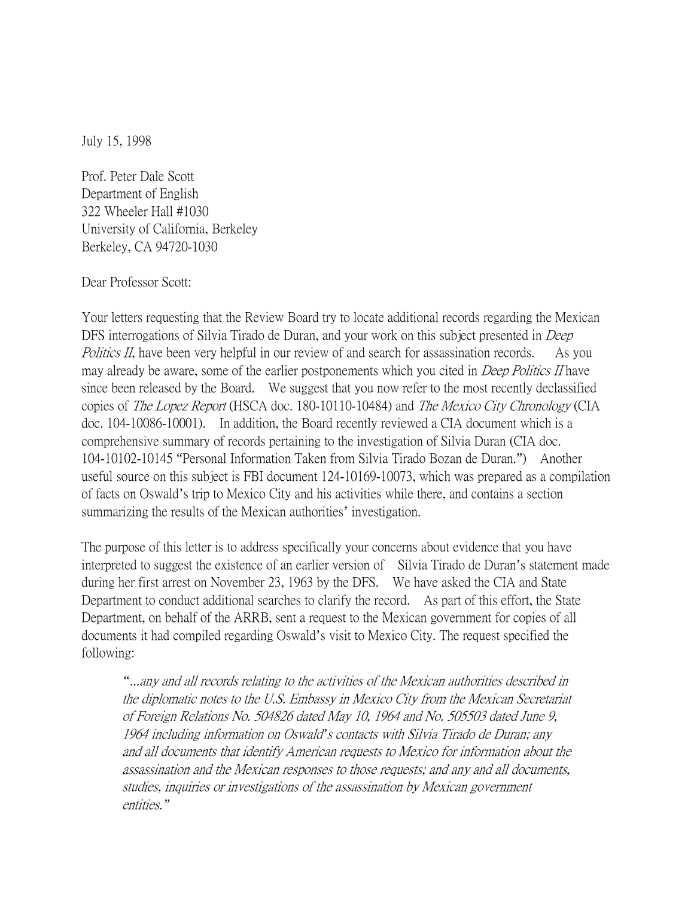July 15, 1998

Prof. Peter Dale Scott
Department of English
322 Wheeler Hall #1030
University of California, Berkeley
Berkeley, CA 94720-1030

Dear Professor Scott:

Your letters requesting that the Review Board try to locate additional records regarding the Mexican DFS interrogations of Silvia Tirado de Duran, and your work on this subject presented in *Deep Politics II*, have been very helpful in our review of and search for assassination records. As you may already be aware, some of the earlier postponements which you cited in *Deep Politics II* have since been released by the Board. We suggest that you now refer to the most recently declassified copies of *The Lopez Report* (HSCA doc. 180-10110-10484) and *The Mexico City Chronology* (CIA doc. 104-10086-10001). In addition, the Board recently reviewed a CIA document which is a comprehensive summary of records pertaining to the investigation of Silvia Duran (CIA doc. 104-10102-10145 "Personal Information Taken from Silvia Tirado Bozan de Duran.") Another useful source on this subject is FBI document 124-10169-10073, which was prepared as a compilation of facts on Oswald's trip to Mexico City and his activities while there, and contains a section summarizing the results of the Mexican authorities' investigation.

The purpose of this letter is to address specifically your concerns about evidence that you have interpreted to suggest the existence of an earlier version of Silvia Tirado de Duran's statement made during her first arrest on November 23, 1963 by the DFS. We have asked the CIA and State Department to conduct additional searches to clarify the record. As part of this effort, the State Department, on behalf of the ARRB, sent a request to the Mexican government for copies of all documents it had compiled regarding Oswald's visit to Mexico City. The request specified the following:

> *"...any and all records relating to the activities of the Mexican authorities described in the diplomatic notes to the U.S. Embassy in Mexico City from the Mexican Secretariat of Foreign Relations No. 504826 dated May 10, 1964 and No. 505503 dated June 9, 1964 including information on Oswald's contacts with Silvia Tirado de Duran; any and all documents that identify American requests to Mexico for information about the assassination and the Mexican responses to those requests; and any and all documents, studies, inquiries or investigations of the assassination by Mexican government entities."*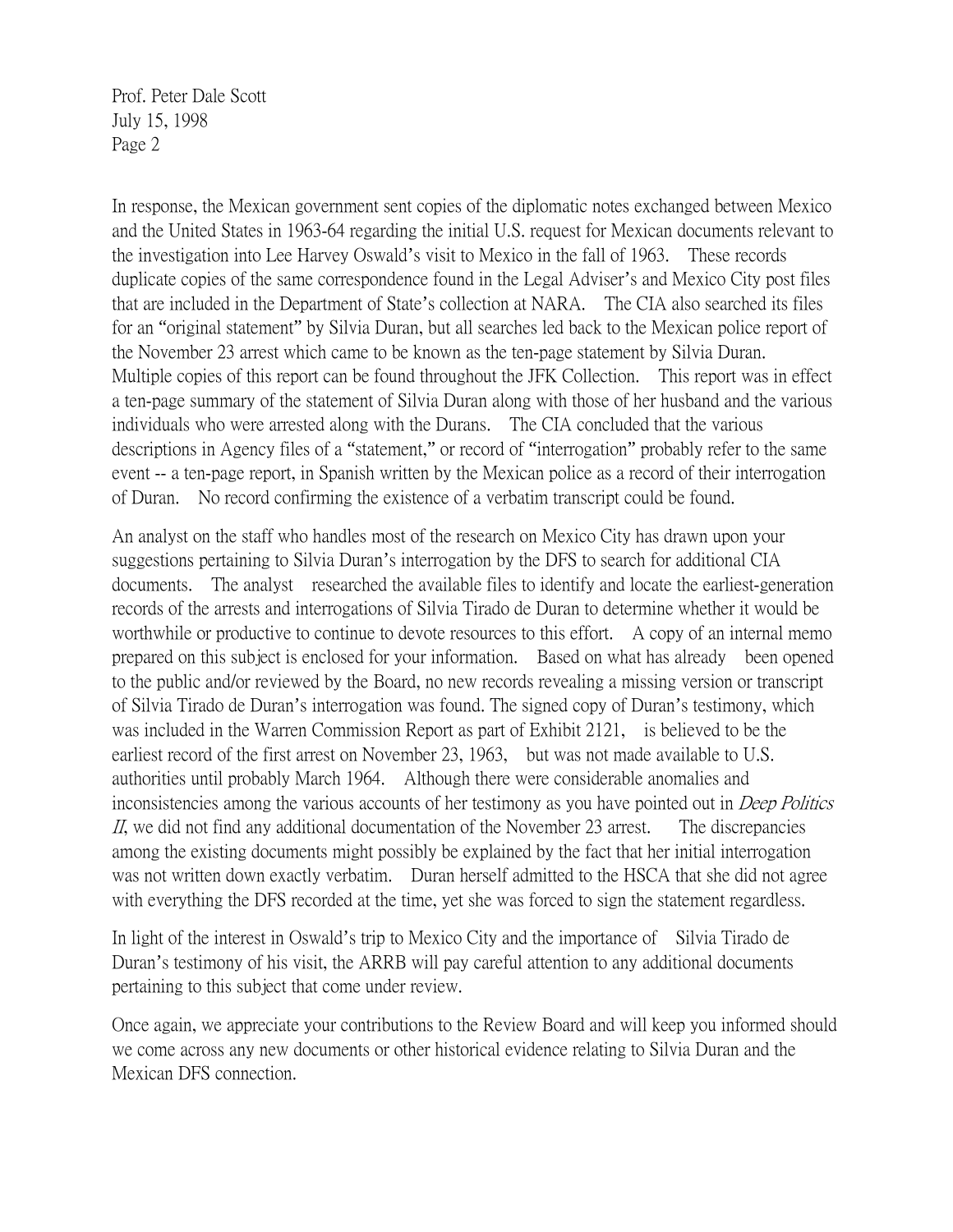In response, the Mexican government sent copies of the diplomatic notes exchanged between Mexico and the United States in 1963-64 regarding the initial U.S. request for Mexican documents relevant to the investigation into Lee Harvey Oswald's visit to Mexico in the fall of 1963. These records duplicate copies of the same correspondence found in the Legal Adviser's and Mexico City post files that are included in the Department of State's collection at NARA. The CIA also searched its files for an "original statement" by Silvia Duran, but all searches led back to the Mexican police report of the November 23 arrest which came to be known as the ten-page statement by Silvia Duran. Multiple copies of this report can be found throughout the JFK Collection. This report was in effect a ten-page summary of the statement of Silvia Duran along with those of her husband and the various individuals who were arrested along with the Durans. The CIA concluded that the various descriptions in Agency files of a "statement," or record of "interrogation" probably refer to the same event -- a ten-page report, in Spanish written by the Mexican police as a record of their interrogation of Duran. No record confirming the existence of a verbatim transcript could be found.

An analyst on the staff who handles most of the research on Mexico City has drawn upon your suggestions pertaining to Silvia Duran's interrogation by the DFS to search for additional CIA documents. The analyst researched the available files to identify and locate the earliest-generation records of the arrests and interrogations of Silvia Tirado de Duran to determine whether it would be worthwhile or productive to continue to devote resources to this effort. A copy of an internal memo prepared on this subject is enclosed for your information. Based on what has already been opened to the public and/or reviewed by the Board, no new records revealing a missing version or transcript of Silvia Tirado de Duran's interrogation was found. The signed copy of Duran's testimony, which was included in the Warren Commission Report as part of Exhibit 2121, is believed to be the earliest record of the first arrest on November 23, 1963, but was not made available to U.S. authorities until probably March 1964. Although there were considerable anomalies and inconsistencies among the various accounts of her testimony as you have pointed out in *Deep Politics II*, we did not find any additional documentation of the November 23 arrest. The discrepancies among the existing documents might possibly be explained by the fact that her initial interrogation was not written down exactly verbatim. Duran herself admitted to the HSCA that she did not agree with everything the DFS recorded at the time, yet she was forced to sign the statement regardless.

In light of the interest in Oswald's trip to Mexico City and the importance of Silvia Tirado de Duran's testimony of his visit, the ARRB will pay careful attention to any additional documents pertaining to this subject that come under review.

Once again, we appreciate your contributions to the Review Board and will keep you informed should we come across any new documents or other historical evidence relating to Silvia Duran and the Mexican DFS connection.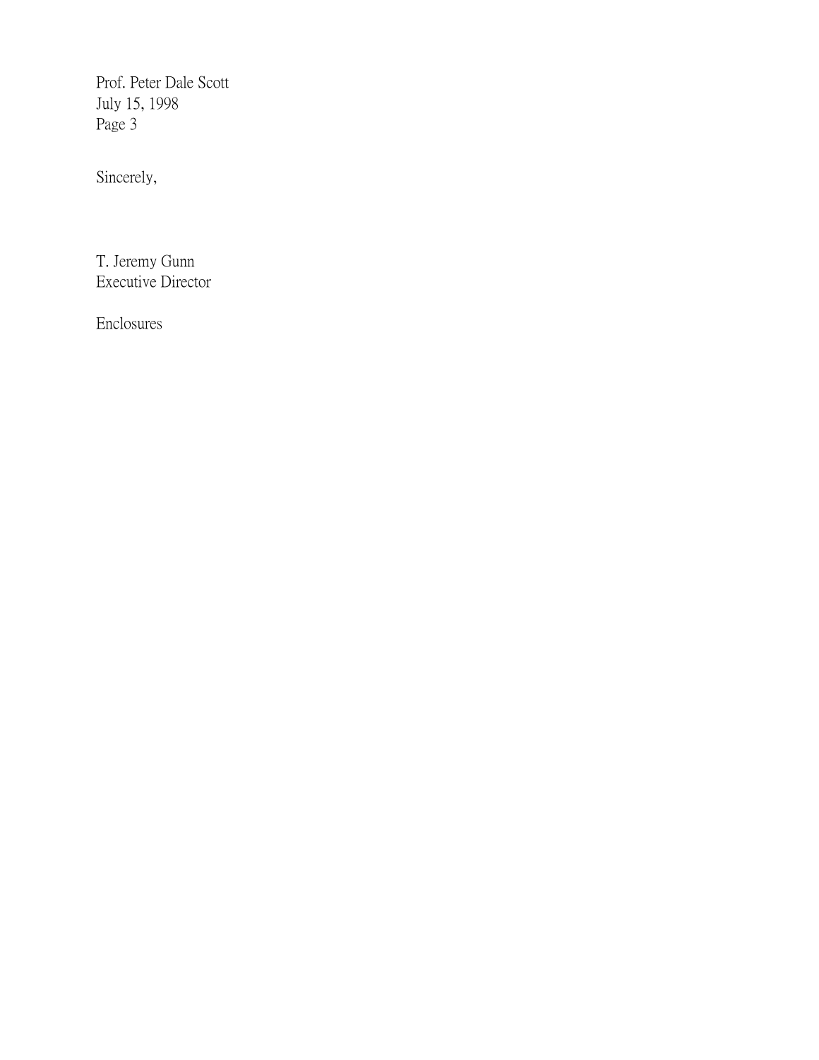Sincerely,

T. Jeremy Gunn
Executive Director

Enclosures